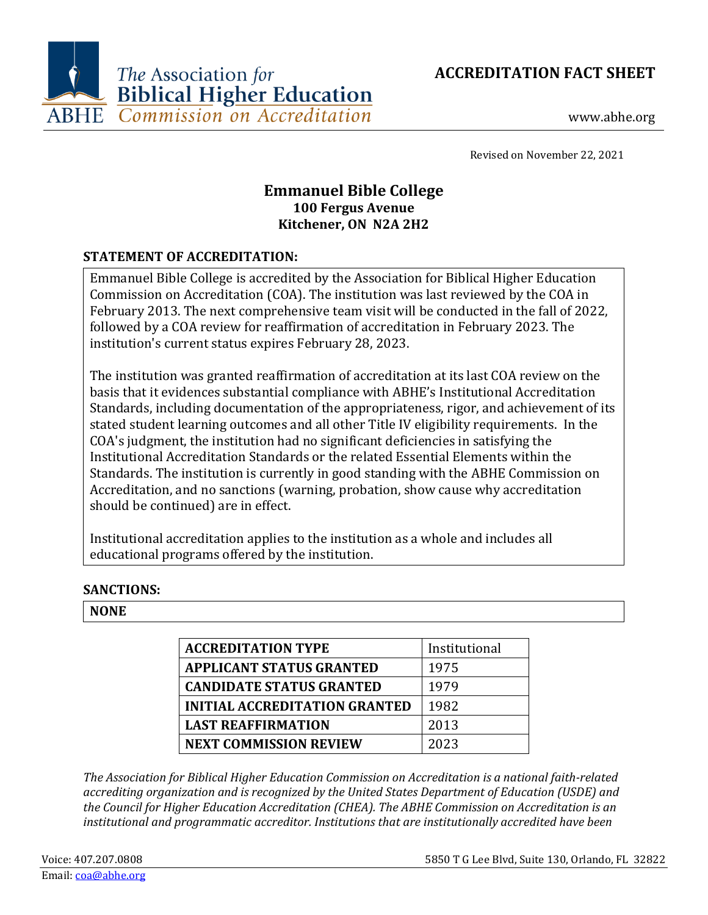The Association for Biblical Higher Education
ABHE Commission on Accreditation

# ACCREDITATION FACT SHEET

www.abhe.org

Revised on November 22, 2021

## Emmanuel Bible College
**100 Fergus Avenue**
**Kitchener, ON N2A 2H2**

### STATEMENT OF ACCREDITATION:

Emmanuel Bible College is accredited by the Association for Biblical Higher Education Commission on Accreditation (COA). The institution was last reviewed by the COA in February 2013. The next comprehensive team visit will be conducted in the fall of 2022, followed by a COA review for reaffirmation of accreditation in February 2023. The institution's current status expires February 28, 2023.

The institution was granted reaffirmation of accreditation at its last COA review on the basis that it evidences substantial compliance with ABHE's Institutional Accreditation Standards, including documentation of the appropriateness, rigor, and achievement of its stated student learning outcomes and all other Title IV eligibility requirements. In the COA's judgment, the institution had no significant deficiencies in satisfying the Institutional Accreditation Standards or the related Essential Elements within the Standards. The institution is currently in good standing with the ABHE Commission on Accreditation, and no sanctions (warning, probation, show cause why accreditation should be continued) are in effect.

Institutional accreditation applies to the institution as a whole and includes all educational programs offered by the institution.

### SANCTIONS:

**NONE**

| ACCREDITATION TYPE | Institutional |
|---|---|
| APPLICANT STATUS GRANTED | 1975 |
| CANDIDATE STATUS GRANTED | 1979 |
| INITIAL ACCREDITATION GRANTED | 1982 |
| LAST REAFFIRMATION | 2013 |
| NEXT COMMISSION REVIEW | 2023 |

*The Association for Biblical Higher Education Commission on Accreditation is a national faith-related accrediting organization and is recognized by the United States Department of Education (USDE) and the Council for Higher Education Accreditation (CHEA). The ABHE Commission on Accreditation is an institutional and programmatic accreditor. Institutions that are institutionally accredited have been*

Voice: 407.207.0808
Email: coa@abhe.org
5850 T G Lee Blvd, Suite 130, Orlando, FL 32822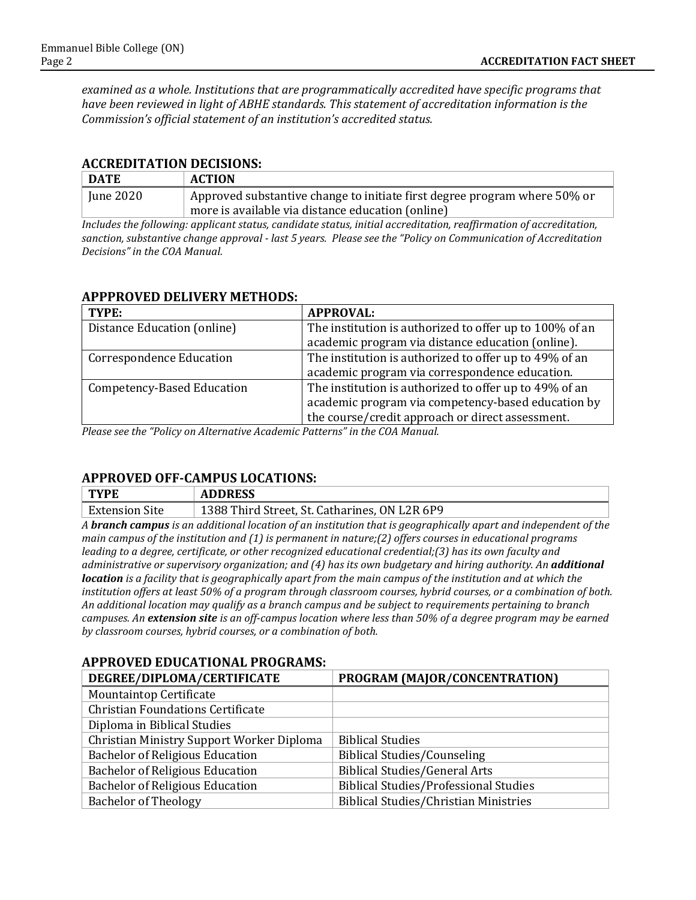*examined as a whole. Institutions that are programmatically accredited have specific programs that have been reviewed in light of ABHE standards. This statement of accreditation information is the Commission's official statement of an institution's accredited status.*

## ACCREDITATION DECISIONS:

| DATE | ACTION |
|---|---|
| June 2020 | Approved substantive change to initiate first degree program where 50% or more is available via distance education (online) |

*Includes the following: applicant status, candidate status, initial accreditation, reaffirmation of accreditation, sanction, substantive change approval - last 5 years. Please see the "Policy on Communication of Accreditation Decisions" in the COA Manual.*

## APPPROVED DELIVERY METHODS:

| TYPE: | APPROVAL: |
|---|---|
| Distance Education (online) | The institution is authorized to offer up to 100% of an academic program via distance education (online). |
| Correspondence Education | The institution is authorized to offer up to 49% of an academic program via correspondence education. |
| Competency-Based Education | The institution is authorized to offer up to 49% of an academic program via competency-based education by the course/credit approach or direct assessment. |

*Please see the "Policy on Alternative Academic Patterns" in the COA Manual.*

## APPROVED OFF-CAMPUS LOCATIONS:

| TYPE | ADDRESS |
|---|---|
| Extension Site | 1388 Third Street, St. Catharines, ON L2R 6P9 |

*A **branch campus** is an additional location of an institution that is geographically apart and independent of the main campus of the institution and (1) is permanent in nature;(2) offers courses in educational programs leading to a degree, certificate, or other recognized educational credential;(3) has its own faculty and administrative or supervisory organization; and (4) has its own budgetary and hiring authority. An **additional location** is a facility that is geographically apart from the main campus of the institution and at which the institution offers at least 50% of a program through classroom courses, hybrid courses, or a combination of both. An additional location may qualify as a branch campus and be subject to requirements pertaining to branch campuses. An **extension site** is an off-campus location where less than 50% of a degree program may be earned by classroom courses, hybrid courses, or a combination of both.*

## APPROVED EDUCATIONAL PROGRAMS:

| DEGREE/DIPLOMA/CERTIFICATE | PROGRAM (MAJOR/CONCENTRATION) |
|---|---|
| Mountaintop Certificate | |
| Christian Foundations Certificate | |
| Diploma in Biblical Studies | |
| Christian Ministry Support Worker Diploma | Biblical Studies |
| Bachelor of Religious Education | Biblical Studies/Counseling |
| Bachelor of Religious Education | Biblical Studies/General Arts |
| Bachelor of Religious Education | Biblical Studies/Professional Studies |
| Bachelor of Theology | Biblical Studies/Christian Ministries |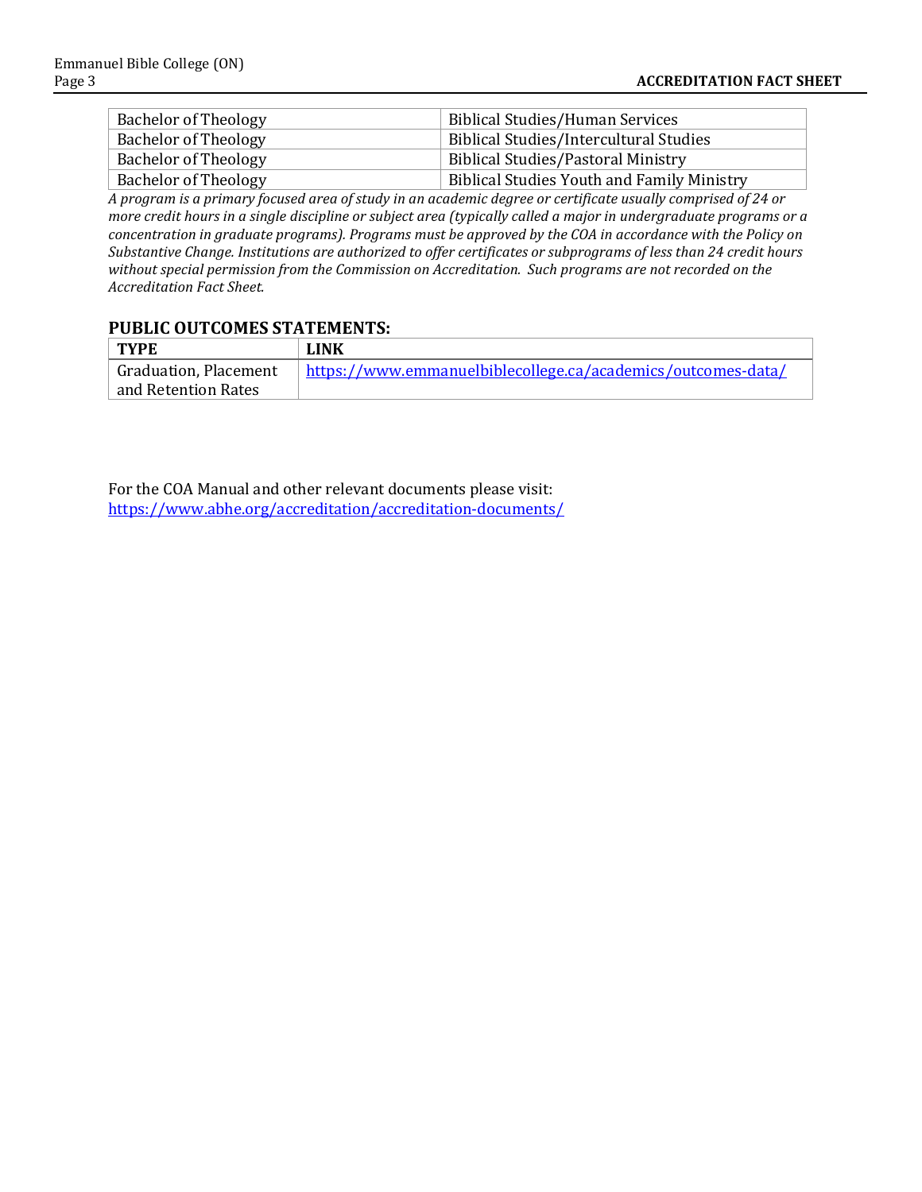| | |
|---|---|
| Bachelor of Theology | Biblical Studies/Human Services |
| Bachelor of Theology | Biblical Studies/Intercultural Studies |
| Bachelor of Theology | Biblical Studies/Pastoral Ministry |
| Bachelor of Theology | Biblical Studies Youth and Family Ministry |

*A program is a primary focused area of study in an academic degree or certificate usually comprised of 24 or more credit hours in a single discipline or subject area (typically called a major in undergraduate programs or a concentration in graduate programs). Programs must be approved by the COA in accordance with the Policy on Substantive Change. Institutions are authorized to offer certificates or subprograms of less than 24 credit hours without special permission from the Commission on Accreditation. Such programs are not recorded on the Accreditation Fact Sheet.*

## PUBLIC OUTCOMES STATEMENTS:

| TYPE | LINK |
|---|---|
| Graduation, Placement and Retention Rates | https://www.emmanuelbiblecollege.ca/academics/outcomes-data/ |

For the COA Manual and other relevant documents please visit:
https://www.abhe.org/accreditation/accreditation-documents/